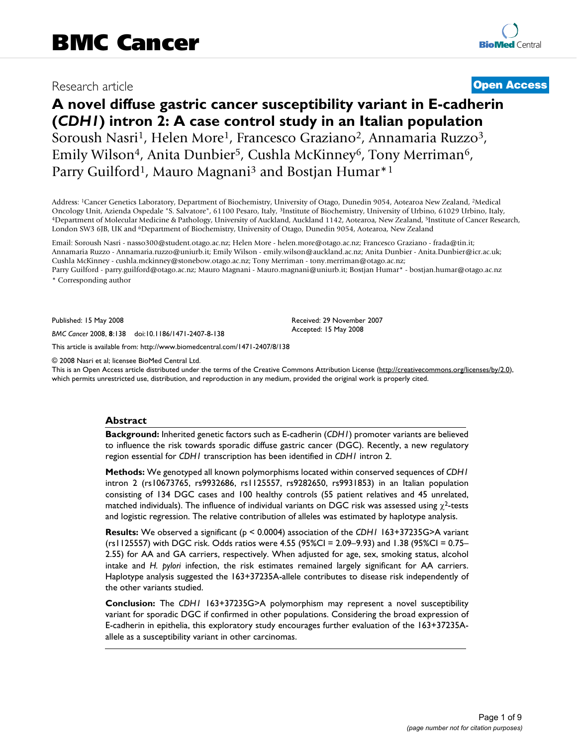Research article

**Open Access**

# A novel diffuse gastric cancer susceptibility variant in E-cadherin (*CDH1*) intron 2: A case control study in an Italian population

Soroush Nasri[1], Helen More[1], Francesco Graziano[2], Annamaria Ruzzo[3], Emily Wilson[4], Anita Dunbier[5], Cushla McKinney[6], Tony Merriman[6], Parry Guilford[1], Mauro Magnani[3] and Bostjan Humar*[1]

Address: [1]Cancer Genetics Laboratory, Department of Biochemistry, University of Otago, Dunedin 9054, Aotearoa New Zealand, [2]Medical Oncology Unit, Azienda Ospedale "S. Salvatore", 61100 Pesaro, Italy, [3]Institute of Biochemistry, University of Urbino, 61029 Urbino, Italy, [4]Department of Molecular Medicine & Pathology, University of Auckland, Auckland 1142, Aotearoa, New Zealand, [5]Institute of Cancer Research, London SW3 6JB, UK and [6]Department of Biochemistry, University of Otago, Dunedin 9054, Aotearoa, New Zealand

Email: Soroush Nasri - nasso300@student.otago.ac.nz; Helen More - helen.more@otago.ac.nz; Francesco Graziano - frada@tin.it; Annamaria Ruzzo - Annamaria.ruzzo@uniurb.it; Emily Wilson - emily.wilson@auckland.ac.nz; Anita Dunbier - Anita.Dunbier@icr.ac.uk; Cushla McKinney - cushla.mckinney@stonebow.otago.ac.nz; Tony Merriman - tony.merriman@otago.ac.nz; Parry Guilford - parry.guilford@otago.ac.nz; Mauro Magnani - Mauro.magnani@uniurb.it; Bostjan Humar* - bostjan.humar@otago.ac.nz

* Corresponding author

Published: 15 May 2008

*BMC Cancer* 2008, **8**:138 doi:10.1186/1471-2407-8-138

Received: 29 November 2007
Accepted: 15 May 2008

This article is available from: http://www.biomedcentral.com/1471-2407/8/138

© 2008 Nasri et al; licensee BioMed Central Ltd.

This is an Open Access article distributed under the terms of the Creative Commons Attribution License (http://creativecommons.org/licenses/by/2.0), which permits unrestricted use, distribution, and reproduction in any medium, provided the original work is properly cited.

## Abstract

**Background:** Inherited genetic factors such as E-cadherin (*CDH1*) promoter variants are believed to influence the risk towards sporadic diffuse gastric cancer (DGC). Recently, a new regulatory region essential for *CDH1* transcription has been identified in *CDH1* intron 2.

**Methods:** We genotyped all known polymorphisms located within conserved sequences of *CDH1* intron 2 (rs10673765, rs9932686, rs1125557, rs9282650, rs9931853) in an Italian population consisting of 134 DGC cases and 100 healthy controls (55 patient relatives and 45 unrelated, matched individuals). The influence of individual variants on DGC risk was assessed using $\chi^2$-tests and logistic regression. The relative contribution of alleles was estimated by haplotype analysis.

**Results:** We observed a significant ($p < 0.0004$) association of the *CDH1* 163+37235G>A variant (rs1125557) with DGC risk. Odds ratios were 4.55 (95%CI = 2.09–9.93) and 1.38 (95%CI = 0.75–2.55) for AA and GA carriers, respectively. When adjusted for age, sex, smoking status, alcohol intake and *H. pylori* infection, the risk estimates remained largely significant for AA carriers. Haplotype analysis suggested the 163+37235A-allele contributes to disease risk independently of the other variants studied.

**Conclusion:** The *CDH1* 163+37235G>A polymorphism may represent a novel susceptibility variant for sporadic DGC if confirmed in other populations. Considering the broad expression of E-cadherin in epithelia, this exploratory study encourages further evaluation of the 163+37235A-allele as a susceptibility variant in other carcinomas.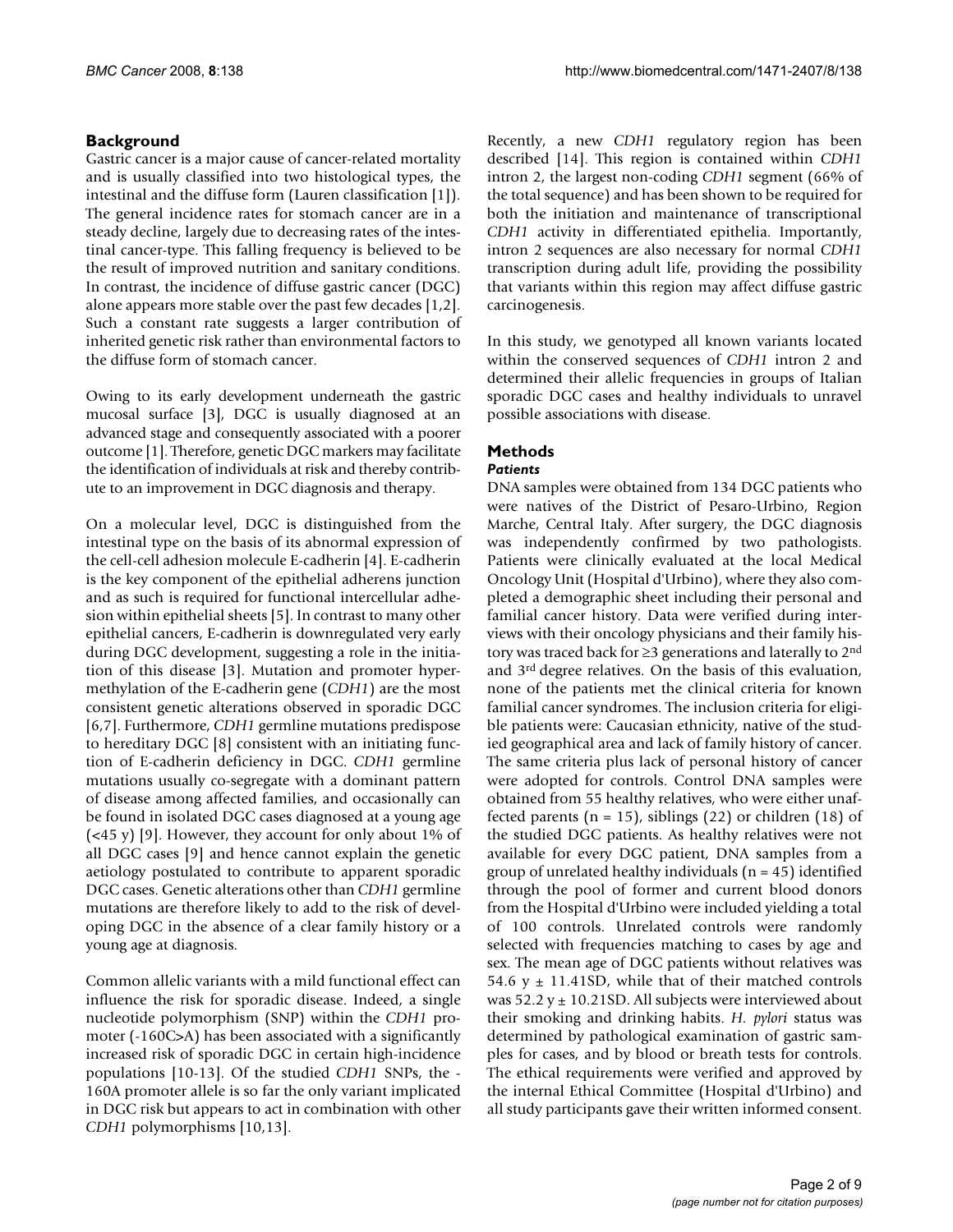## Background

Gastric cancer is a major cause of cancer-related mortality and is usually classified into two histological types, the intestinal and the diffuse form (Lauren classification [1]). The general incidence rates for stomach cancer are in a steady decline, largely due to decreasing rates of the intestinal cancer-type. This falling frequency is believed to be the result of improved nutrition and sanitary conditions. In contrast, the incidence of diffuse gastric cancer (DGC) alone appears more stable over the past few decades [1,2]. Such a constant rate suggests a larger contribution of inherited genetic risk rather than environmental factors to the diffuse form of stomach cancer.

Owing to its early development underneath the gastric mucosal surface [3], DGC is usually diagnosed at an advanced stage and consequently associated with a poorer outcome [1]. Therefore, genetic DGC markers may facilitate the identification of individuals at risk and thereby contribute to an improvement in DGC diagnosis and therapy.

On a molecular level, DGC is distinguished from the intestinal type on the basis of its abnormal expression of the cell-cell adhesion molecule E-cadherin [4]. E-cadherin is the key component of the epithelial adherens junction and as such is required for functional intercellular adhesion within epithelial sheets [5]. In contrast to many other epithelial cancers, E-cadherin is downregulated very early during DGC development, suggesting a role in the initiation of this disease [3]. Mutation and promoter hypermethylation of the E-cadherin gene (*CDH1*) are the most consistent genetic alterations observed in sporadic DGC [6,7]. Furthermore, *CDH1* germline mutations predispose to hereditary DGC [8] consistent with an initiating function of E-cadherin deficiency in DGC. *CDH1* germline mutations usually co-segregate with a dominant pattern of disease among affected families, and occasionally can be found in isolated DGC cases diagnosed at a young age (<45 y) [9]. However, they account for only about 1% of all DGC cases [9] and hence cannot explain the genetic aetiology postulated to contribute to apparent sporadic DGC cases. Genetic alterations other than *CDH1* germline mutations are therefore likely to add to the risk of developing DGC in the absence of a clear family history or a young age at diagnosis.

Common allelic variants with a mild functional effect can influence the risk for sporadic disease. Indeed, a single nucleotide polymorphism (SNP) within the *CDH1* promoter (-160C>A) has been associated with a significantly increased risk of sporadic DGC in certain high-incidence populations [10-13]. Of the studied *CDH1* SNPs, the -160A promoter allele is so far the only variant implicated in DGC risk but appears to act in combination with other *CDH1* polymorphisms [10,13].

Recently, a new *CDH1* regulatory region has been described [14]. This region is contained within *CDH1* intron 2, the largest non-coding *CDH1* segment (66% of the total sequence) and has been shown to be required for both the initiation and maintenance of transcriptional *CDH1* activity in differentiated epithelia. Importantly, intron 2 sequences are also necessary for normal *CDH1* transcription during adult life, providing the possibility that variants within this region may affect diffuse gastric carcinogenesis.

In this study, we genotyped all known variants located within the conserved sequences of *CDH1* intron 2 and determined their allelic frequencies in groups of Italian sporadic DGC cases and healthy individuals to unravel possible associations with disease.

## Methods

### *Patients*

DNA samples were obtained from 134 DGC patients who were natives of the District of Pesaro-Urbino, Region Marche, Central Italy. After surgery, the DGC diagnosis was independently confirmed by two pathologists. Patients were clinically evaluated at the local Medical Oncology Unit (Hospital d'Urbino), where they also completed a demographic sheet including their personal and familial cancer history. Data were verified during interviews with their oncology physicians and their family history was traced back for ≥3 generations and laterally to 2nd and 3rd degree relatives. On the basis of this evaluation, none of the patients met the clinical criteria for known familial cancer syndromes. The inclusion criteria for eligible patients were: Caucasian ethnicity, native of the studied geographical area and lack of family history of cancer. The same criteria plus lack of personal history of cancer were adopted for controls. Control DNA samples were obtained from 55 healthy relatives, who were either unaffected parents (n = 15), siblings (22) or children (18) of the studied DGC patients. As healthy relatives were not available for every DGC patient, DNA samples from a group of unrelated healthy individuals (n = 45) identified through the pool of former and current blood donors from the Hospital d'Urbino were included yielding a total of 100 controls. Unrelated controls were randomly selected with frequencies matching to cases by age and sex. The mean age of DGC patients without relatives was 54.6 y ± 11.41SD, while that of their matched controls was 52.2 y ± 10.21SD. All subjects were interviewed about their smoking and drinking habits. *H. pylori* status was determined by pathological examination of gastric samples for cases, and by blood or breath tests for controls. The ethical requirements were verified and approved by the internal Ethical Committee (Hospital d'Urbino) and all study participants gave their written informed consent.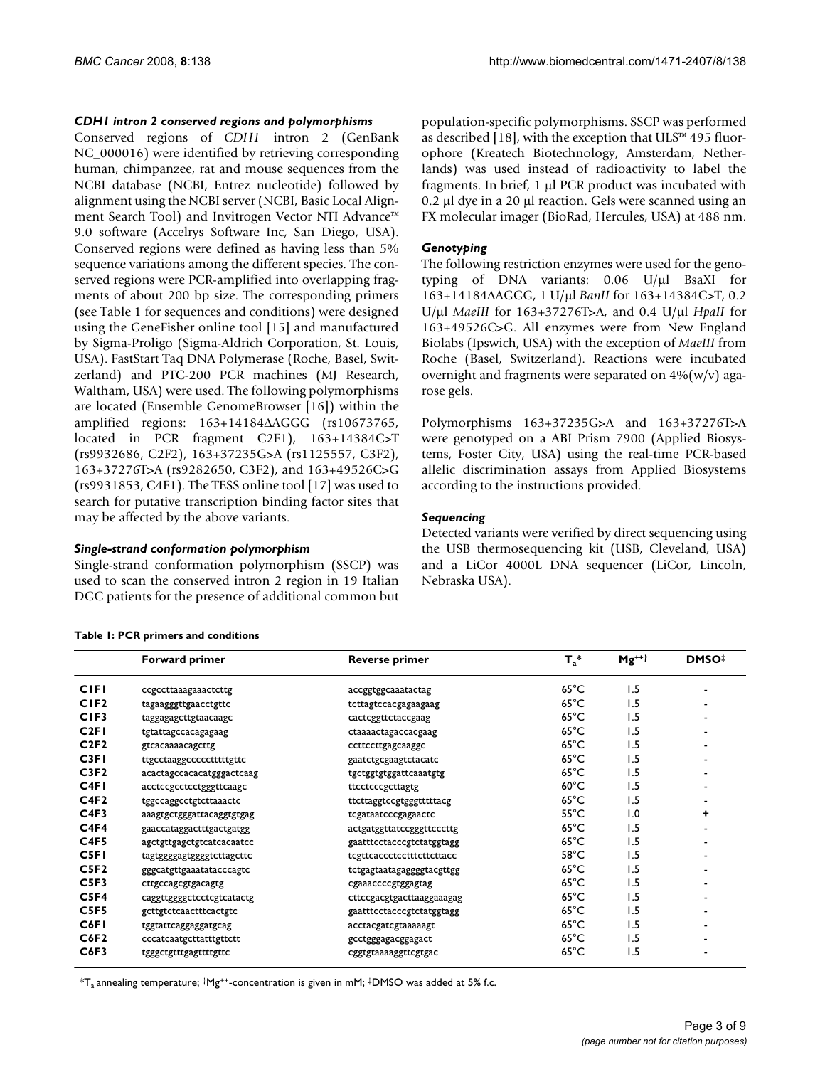### *CDH1 intron 2 conserved regions and polymorphisms*

Conserved regions of *CDH1* intron 2 (GenBank NC_000016) were identified by retrieving corresponding human, chimpanzee, rat and mouse sequences from the NCBI database (NCBI, Entrez nucleotide) followed by alignment using the NCBI server (NCBI, Basic Local Alignment Search Tool) and Invitrogen Vector NTI Advance™ 9.0 software (Accelrys Software Inc, San Diego, USA). Conserved regions were defined as having less than 5% sequence variations among the different species. The conserved regions were PCR-amplified into overlapping fragments of about 200 bp size. The corresponding primers (see Table 1 for sequences and conditions) were designed using the GeneFisher online tool [15] and manufactured by Sigma-Proligo (Sigma-Aldrich Corporation, St. Louis, USA). FastStart Taq DNA Polymerase (Roche, Basel, Switzerland) and PTC-200 PCR machines (MJ Research, Waltham, USA) were used. The following polymorphisms are located (Ensemble GenomeBrowser [16]) within the amplified regions: 163+14184ΔAGGG (rs10673765, located in PCR fragment C2F1), 163+14384C>T (rs9932686, C2F2), 163+37235G>A (rs1125557, C3F2), 163+37276T>A (rs9282650, C3F2), and 163+49526C>G (rs9931853, C4F1). The TESS online tool [17] was used to search for putative transcription binding factor sites that may be affected by the above variants.

### *Single-strand conformation polymorphism*

Single-strand conformation polymorphism (SSCP) was used to scan the conserved intron 2 region in 19 Italian DGC patients for the presence of additional common but population-specific polymorphisms. SSCP was performed as described [18], with the exception that ULS™ 495 fluorophore (Kreatech Biotechnology, Amsterdam, Netherlands) was used instead of radioactivity to label the fragments. In brief, 1 μl PCR product was incubated with 0.2 μl dye in a 20 μl reaction. Gels were scanned using an FX molecular imager (BioRad, Hercules, USA) at 488 nm.

### *Genotyping*

The following restriction enzymes were used for the genotyping of DNA variants: 0.06 U/μl BsaXI for 163+14184ΔAGGG, 1 U/μl *BanII* for 163+14384C>T, 0.2 U/μl *MaeIII* for 163+37276T>A, and 0.4 U/μl *HpaII* for 163+49526C>G. All enzymes were from New England Biolabs (Ipswich, USA) with the exception of *MaeIII* from Roche (Basel, Switzerland). Reactions were incubated overnight and fragments were separated on 4%(w/v) agarose gels.

Polymorphisms 163+37235G>A and 163+37276T>A were genotyped on a ABI Prism 7900 (Applied Biosystems, Foster City, USA) using the real-time PCR-based allelic discrimination assays from Applied Biosystems according to the instructions provided.

### *Sequencing*

Detected variants were verified by direct sequencing using the USB thermosequencing kit (USB, Cleveland, USA) and a LiCor 4000L DNA sequencer (LiCor, Lincoln, Nebraska USA).

**Table 1: PCR primers and conditions**

| | Forward primer | Reverse primer | $T_a$* | $Mg^{++}$† | DMSO‡ |
|---|---|---|---|---|---|
| **C1F1** | ccgccttaaagaaactcttg | accggtggcaaatactag | 65°C | 1.5 | - |
| **C1F2** | tagaagggttgaacctgttc | tcttagtccacgagaagaag | 65°C | 1.5 | - |
| **C1F3** | taggagagcttgtaacaagc | cactcggttctaccgaag | 65°C | 1.5 | - |
| **C2F1** | tgtattagccacagagaag | ctaaaactagaccacgaag | 65°C | 1.5 | - |
| **C2F2** | gtcacaaaacagcttg | ccttccttgagcaaggc | 65°C | 1.5 | - |
| **C3F1** | ttgcctaaggcccccttttgttc | gaatctgcgaagtctacatc | 65°C | 1.5 | - |
| **C3F2** | acactagccacacatgggactcaag | tgctggtgtggattcaaatgtg | 65°C | 1.5 | - |
| **C4F1** | acctccgcctcctgggttcaagc | ttcctcccgcttagtg | 60°C | 1.5 | - |
| **C4F2** | tggccaggcctgtcttaaactc | ttcttaggtccgtgggtttttacg | 65°C | 1.5 | - |
| **C4F3** | aaagtgctgggattacaggtgtgag | tcgataatcccgagaactc | 55°C | 1.0 | + |
| **C4F4** | gaaccataggactttgactgatgg | actgatggttatccgggttcccttg | 65°C | 1.5 | - |
| **C4F5** | agctgttgagctgtcatcacaatcc | gaatttcctacccgtctatggtagg | 65°C | 1.5 | - |
| **C5F1** | tagtggggagtggggtcttagcttc | tcgttcaccctcctttcttcttacc | 58°C | 1.5 | - |
| **C5F2** | gggcatgttgaaatatacccagtc | tctgagtaatagaggggtacgttgg | 65°C | 1.5 | - |
| **C5F3** | cttgccagcgtgacagtg | cgaaaccccgtggagtag | 65°C | 1.5 | - |
| **C5F4** | caggttggggctcctcgtcatactg | cttccgacgtgacttaaggaaagag | 65°C | 1.5 | - |
| **C5F5** | gcttgtctcaactttcactgtc | gaatttcctacccgtctatggtagg | 65°C | 1.5 | - |
| **C6F1** | tggtattcaggaggatgcag | acctacgatcgtaaaaagt | 65°C | 1.5 | - |
| **C6F2** | cccatcaatgcttatttgttctt | gcctgggagacggagact | 65°C | 1.5 | - |
| **C6F3** | tgggctgtttgagttttgttc | cggtgtaaaaggttcgtgac | 65°C | 1.5 | - |

*$T_a$ annealing temperature; †$Mg^{++}$-concentration is given in mM; ‡DMSO was added at 5% f.c.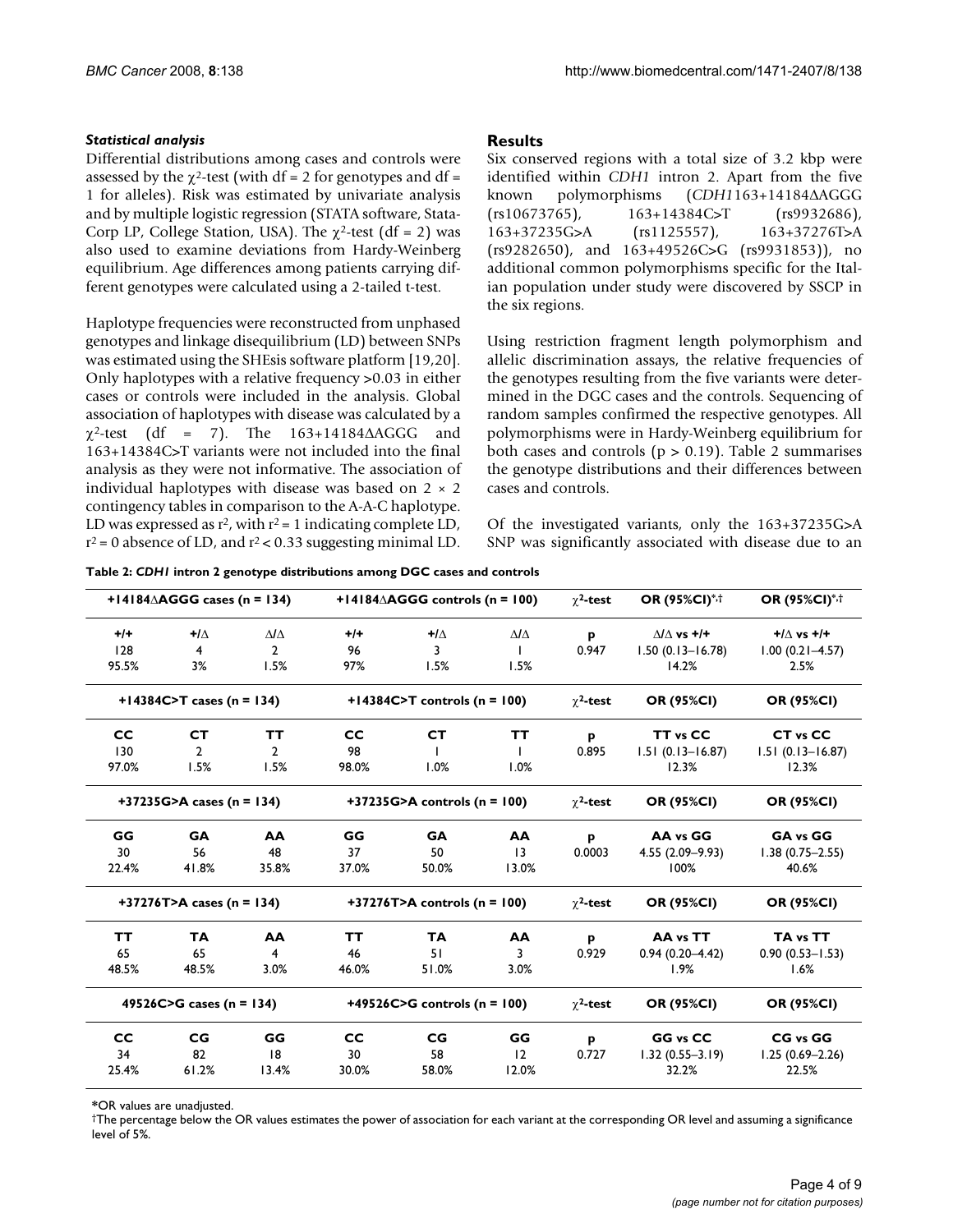### *Statistical analysis*

Differential distributions among cases and controls were assessed by the $\chi^2$-test (with df = 2 for genotypes and df = 1 for alleles). Risk was estimated by univariate analysis and by multiple logistic regression (STATA software, Stata-Corp LP, College Station, USA). The $\chi^2$-test (df = 2) was also used to examine deviations from Hardy-Weinberg equilibrium. Age differences among patients carrying different genotypes were calculated using a 2-tailed t-test.

Haplotype frequencies were reconstructed from unphased genotypes and linkage disequilibrium (LD) between SNPs was estimated using the SHEsis software platform [19,20]. Only haplotypes with a relative frequency >0.03 in either cases or controls were included in the analysis. Global association of haplotypes with disease was calculated by a $\chi^2$-test (df = 7). The 163+14184ΔAGGG and 163+14384C>T variants were not included into the final analysis as they were not informative. The association of individual haplotypes with disease was based on 2 × 2 contingency tables in comparison to the A-A-C haplotype. LD was expressed as $r^2$, with $r^2 = 1$ indicating complete LD, $r^2 = 0$ absence of LD, and $r^2 < 0.33$ suggesting minimal LD.

## Results

Six conserved regions with a total size of 3.2 kbp were identified within *CDH1* intron 2. Apart from the five known polymorphisms (*CDH1*163+14184ΔAGGG (rs10673765), 163+14384C>T (rs9932686), 163+37235G>A (rs1125557), 163+37276T>A (rs9282650), and 163+49526C>G (rs9931853)), no additional common polymorphisms specific for the Italian population under study were discovered by SSCP in the six regions.

Using restriction fragment length polymorphism and allelic discrimination assays, the relative frequencies of the genotypes resulting from the five variants were determined in the DGC cases and the controls. Sequencing of random samples confirmed the respective genotypes. All polymorphisms were in Hardy-Weinberg equilibrium for both cases and controls ($p > 0.19$). Table 2 summarises the genotype distributions and their differences between cases and controls.

Of the investigated variants, only the 163+37235G>A SNP was significantly associated with disease due to an

**Table 2: *CDH1* intron 2 genotype distributions among DGC cases and controls**

| +14184ΔAGGG cases (n = 134) | | | +14184ΔAGGG controls (n = 100) | | | $\chi^2$-test | OR (95%CI)*,† | OR (95%CI)*,† |
|---|---|---|---|---|---|---|---|---|
| +/+ | +/Δ | Δ/Δ | +/+ | +/Δ | Δ/Δ | p | Δ/Δ vs +/+ | +/Δ vs +/+ |
| 128 | 4 | 2 | 96 | 3 | 1 | 0.947 | 1.50 (0.13–16.78) | 1.00 (0.21–4.57) |
| 95.5% | 3% | 1.5% | 97% | 1.5% | 1.5% | | 14.2% | 2.5% |
| **+14384C>T cases (n = 134)** | | | **+14384C>T controls (n = 100)** | | | **$\chi^2$-test** | **OR (95%CI)** | **OR (95%CI)** |
| CC | CT | TT | CC | CT | TT | p | TT vs CC | CT vs CC |
| 130 | 2 | 2 | 98 | 1 | 1 | 0.895 | 1.51 (0.13–16.87) | 1.51 (0.13–16.87) |
| 97.0% | 1.5% | 1.5% | 98.0% | 1.0% | 1.0% | | 12.3% | 12.3% |
| **+37235G>A cases (n = 134)** | | | **+37235G>A controls (n = 100)** | | | **$\chi^2$-test** | **OR (95%CI)** | **OR (95%CI)** |
| GG | GA | AA | GG | GA | AA | p | AA vs GG | GA vs GG |
| 30 | 56 | 48 | 37 | 50 | 13 | 0.0003 | 4.55 (2.09–9.93) | 1.38 (0.75–2.55) |
| 22.4% | 41.8% | 35.8% | 37.0% | 50.0% | 13.0% | | 100% | 40.6% |
| **+37276T>A cases (n = 134)** | | | **+37276T>A controls (n = 100)** | | | **$\chi^2$-test** | **OR (95%CI)** | **OR (95%CI)** |
| TT | TA | AA | TT | TA | AA | p | AA vs TT | TA vs TT |
| 65 | 65 | 4 | 46 | 51 | 3 | 0.929 | 0.94 (0.20–4.42) | 0.90 (0.53–1.53) |
| 48.5% | 48.5% | 3.0% | 46.0% | 51.0% | 3.0% | | 1.9% | 1.6% |
| **49526C>G cases (n = 134)** | | | **+49526C>G controls (n = 100)** | | | **$\chi^2$-test** | **OR (95%CI)** | **OR (95%CI)** |
| CC | CG | GG | CC | CG | GG | p | GG vs CC | CG vs GG |
| 34 | 82 | 18 | 30 | 58 | 12 | 0.727 | 1.32 (0.55–3.19) | 1.25 (0.69–2.26) |
| 25.4% | 61.2% | 13.4% | 30.0% | 58.0% | 12.0% | | 32.2% | 22.5% |

*OR values are unadjusted.

†The percentage below the OR values estimates the power of association for each variant at the corresponding OR level and assuming a significance level of 5%.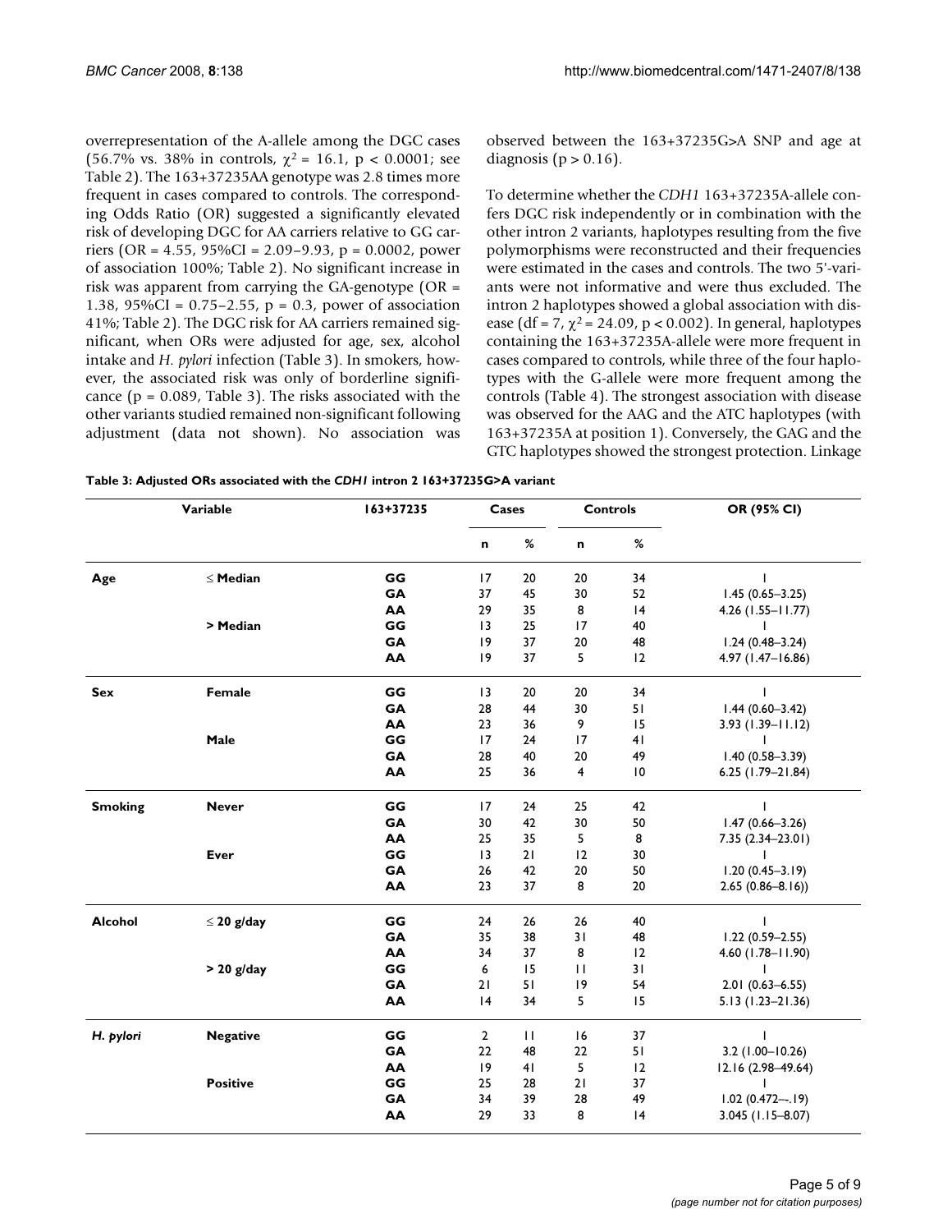overrepresentation of the A-allele among the DGC cases (56.7% vs. 38% in controls, $\chi^2 = 16.1$, $p < 0.0001$; see Table 2). The 163+37235AA genotype was 2.8 times more frequent in cases compared to controls. The corresponding Odds Ratio (OR) suggested a significantly elevated risk of developing DGC for AA carriers relative to GG carriers (OR = 4.55, 95%CI = 2.09–9.93, p = 0.0002, power of association 100%; Table 2). No significant increase in risk was apparent from carrying the GA-genotype (OR = 1.38, 95%CI = 0.75–2.55, p = 0.3, power of association 41%; Table 2). The DGC risk for AA carriers remained significant, when ORs were adjusted for age, sex, alcohol intake and *H. pylori* infection (Table 3). In smokers, however, the associated risk was only of borderline significance (p = 0.089, Table 3). The risks associated with the other variants studied remained non-significant following adjustment (data not shown). No association was observed between the 163+37235G>A SNP and age at diagnosis (p > 0.16).

To determine whether the *CDH1* 163+37235A-allele confers DGC risk independently or in combination with the other intron 2 variants, haplotypes resulting from the five polymorphisms were reconstructed and their frequencies were estimated in the cases and controls. The two 5'-variants were not informative and were thus excluded. The intron 2 haplotypes showed a global association with disease (df = 7, $\chi^2 = 24.09$, $p < 0.002$). In general, haplotypes containing the 163+37235A-allele were more frequent in cases compared to controls, while three of the four haplotypes with the G-allele were more frequent among the controls (Table 4). The strongest association with disease was observed for the AAG and the ATC haplotypes (with 163+37235A at position 1). Conversely, the GAG and the GTC haplotypes showed the strongest protection. Linkage

**Table 3: Adjusted ORs associated with the *CDH1* intron 2 163+37235G>A variant**

| Variable | | 163+37235 | Cases | | Controls | | OR (95% CI) |
|---|---|---|---|---|---|---|---|
| | | | n | % | n | % | |
| **Age** | ≤ **Median** | **GG** | 17 | 20 | 20 | 34 | 1 |
| | | **GA** | 37 | 45 | 30 | 52 | 1.45 (0.65–3.25) |
| | | **AA** | 29 | 35 | 8 | 14 | 4.26 (1.55–11.77) |
| | **> Median** | **GG** | 13 | 25 | 17 | 40 | 1 |
| | | **GA** | 19 | 37 | 20 | 48 | 1.24 (0.48–3.24) |
| | | **AA** | 19 | 37 | 5 | 12 | 4.97 (1.47–16.86) |
| **Sex** | **Female** | **GG** | 13 | 20 | 20 | 34 | 1 |
| | | **GA** | 28 | 44 | 30 | 51 | 1.44 (0.60–3.42) |
| | | **AA** | 23 | 36 | 9 | 15 | 3.93 (1.39–11.12) |
| | **Male** | **GG** | 17 | 24 | 17 | 41 | 1 |
| | | **GA** | 28 | 40 | 20 | 49 | 1.40 (0.58–3.39) |
| | | **AA** | 25 | 36 | 4 | 10 | 6.25 (1.79–21.84) |
| **Smoking** | **Never** | **GG** | 17 | 24 | 25 | 42 | 1 |
| | | **GA** | 30 | 42 | 30 | 50 | 1.47 (0.66–3.26) |
| | | **AA** | 25 | 35 | 5 | 8 | 7.35 (2.34–23.01) |
| | **Ever** | **GG** | 13 | 21 | 12 | 30 | 1 |
| | | **GA** | 26 | 42 | 20 | 50 | 1.20 (0.45–3.19) |
| | | **AA** | 23 | 37 | 8 | 20 | 2.65 (0.86–8.16)) |
| **Alcohol** | ≤ **20 g/day** | **GG** | 24 | 26 | 26 | 40 | 1 |
| | | **GA** | 35 | 38 | 31 | 48 | 1.22 (0.59–2.55) |
| | | **AA** | 34 | 37 | 8 | 12 | 4.60 (1.78–11.90) |
| | **> 20 g/day** | **GG** | 6 | 15 | 11 | 31 | 1 |
| | | **GA** | 21 | 51 | 19 | 54 | 2.01 (0.63–6.55) |
| | | **AA** | 14 | 34 | 5 | 15 | 5.13 (1.23–21.36) |
| ***H. pylori*** | **Negative** | **GG** | 2 | 11 | 16 | 37 | 1 |
| | | **GA** | 22 | 48 | 22 | 51 | 3.2 (1.00–10.26) |
| | | **AA** | 19 | 41 | 5 | 12 | 12.16 (2.98–49.64) |
| | **Positive** | **GG** | 25 | 28 | 21 | 37 | 1 |
| | | **GA** | 34 | 39 | 28 | 49 | 1.02 (0.472–-.19) |
| | | **AA** | 29 | 33 | 8 | 14 | 3.045 (1.15–8.07) |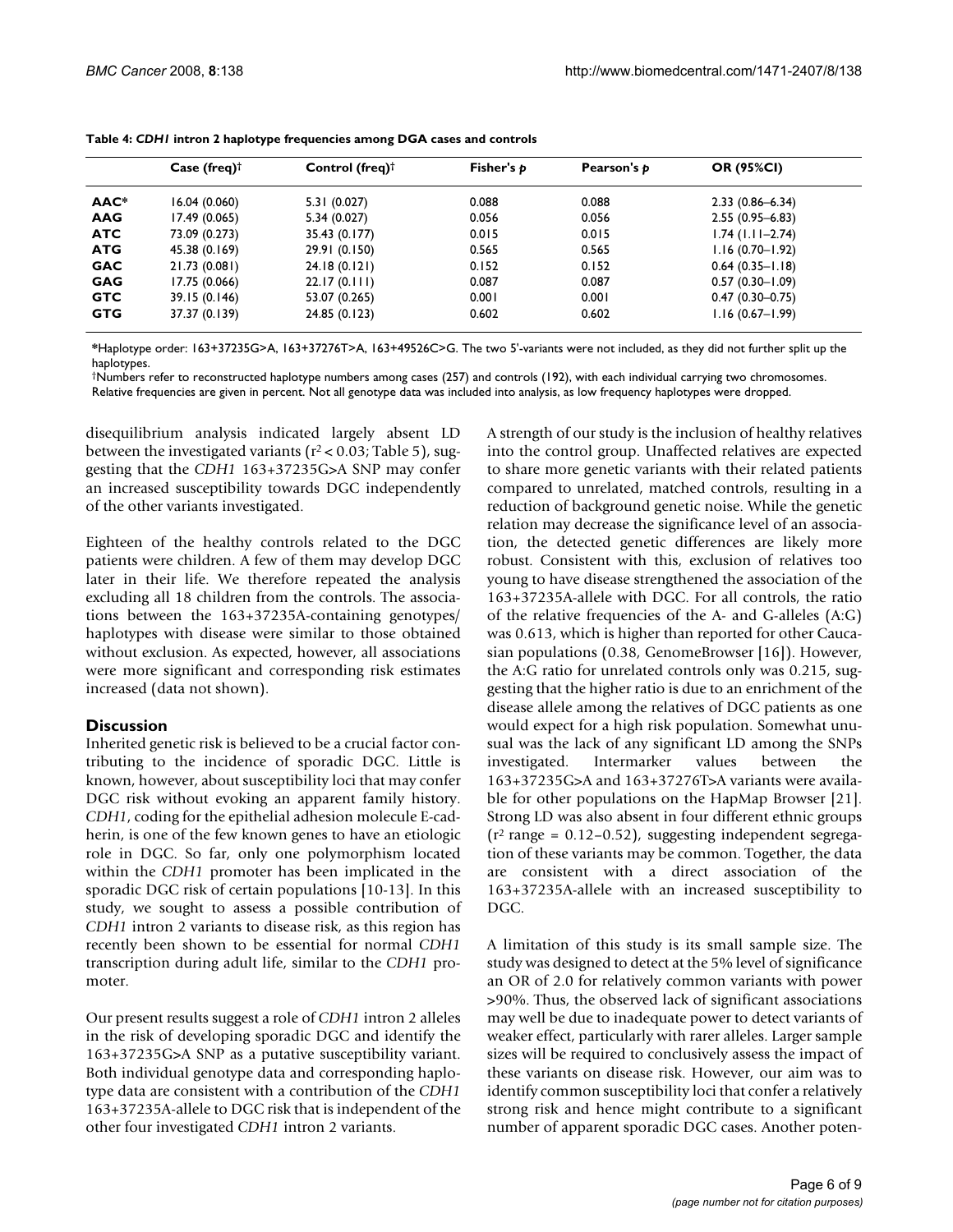**Table 4: *CDH1* intron 2 haplotype frequencies among DGA cases and controls**

| | Case (freq)† | Control (freq)† | Fisher's *p* | Pearson's *p* | OR (95%CI) |
|---|---|---|---|---|---|
| **AAC*** | 16.04 (0.060) | 5.31 (0.027) | 0.088 | 0.088 | 2.33 (0.86–6.34) |
| **AAG** | 17.49 (0.065) | 5.34 (0.027) | 0.056 | 0.056 | 2.55 (0.95–6.83) |
| **ATC** | 73.09 (0.273) | 35.43 (0.177) | 0.015 | 0.015 | 1.74 (1.11–2.74) |
| **ATG** | 45.38 (0.169) | 29.91 (0.150) | 0.565 | 0.565 | 1.16 (0.70–1.92) |
| **GAC** | 21.73 (0.081) | 24.18 (0.121) | 0.152 | 0.152 | 0.64 (0.35–1.18) |
| **GAG** | 17.75 (0.066) | 22.17 (0.111) | 0.087 | 0.087 | 0.57 (0.30–1.09) |
| **GTC** | 39.15 (0.146) | 53.07 (0.265) | 0.001 | 0.001 | 0.47 (0.30–0.75) |
| **GTG** | 37.37 (0.139) | 24.85 (0.123) | 0.602 | 0.602 | 1.16 (0.67–1.99) |

*Haplotype order: 163+37235G>A, 163+37276T>A, 163+49526C>G. The two 5'-variants were not included, as they did not further split up the haplotypes.
†Numbers refer to reconstructed haplotype numbers among cases (257) and controls (192), with each individual carrying two chromosomes. Relative frequencies are given in percent. Not all genotype data was included into analysis, as low frequency haplotypes were dropped.

disequilibrium analysis indicated largely absent LD between the investigated variants ($r^2 < 0.03$; Table 5), suggesting that the *CDH1* 163+37235G>A SNP may confer an increased susceptibility towards DGC independently of the other variants investigated.

Eighteen of the healthy controls related to the DGC patients were children. A few of them may develop DGC later in their life. We therefore repeated the analysis excluding all 18 children from the controls. The associations between the 163+37235A-containing genotypes/ haplotypes with disease were similar to those obtained without exclusion. As expected, however, all associations were more significant and corresponding risk estimates increased (data not shown).

## Discussion

Inherited genetic risk is believed to be a crucial factor contributing to the incidence of sporadic DGC. Little is known, however, about susceptibility loci that may confer DGC risk without evoking an apparent family history. *CDH1*, coding for the epithelial adhesion molecule E-cadherin, is one of the few known genes to have an etiologic role in DGC. So far, only one polymorphism located within the *CDH1* promoter has been implicated in the sporadic DGC risk of certain populations [10-13]. In this study, we sought to assess a possible contribution of *CDH1* intron 2 variants to disease risk, as this region has recently been shown to be essential for normal *CDH1* transcription during adult life, similar to the *CDH1* promoter.

Our present results suggest a role of *CDH1* intron 2 alleles in the risk of developing sporadic DGC and identify the 163+37235G>A SNP as a putative susceptibility variant. Both individual genotype data and corresponding haplotype data are consistent with a contribution of the *CDH1* 163+37235A-allele to DGC risk that is independent of the other four investigated *CDH1* intron 2 variants.

A strength of our study is the inclusion of healthy relatives into the control group. Unaffected relatives are expected to share more genetic variants with their related patients compared to unrelated, matched controls, resulting in a reduction of background genetic noise. While the genetic relation may decrease the significance level of an association, the detected genetic differences are likely more robust. Consistent with this, exclusion of relatives too young to have disease strengthened the association of the 163+37235A-allele with DGC. For all controls, the ratio of the relative frequencies of the A- and G-alleles (A:G) was 0.613, which is higher than reported for other Caucasian populations (0.38, GenomeBrowser [16]). However, the A:G ratio for unrelated controls only was 0.215, suggesting that the higher ratio is due to an enrichment of the disease allele among the relatives of DGC patients as one would expect for a high risk population. Somewhat unusual was the lack of any significant LD among the SNPs investigated. Intermarker values between the 163+37235G>A and 163+37276T>A variants were available for other populations on the HapMap Browser [21]. Strong LD was also absent in four different ethnic groups ($r^2$ range = 0.12–0.52), suggesting independent segregation of these variants may be common. Together, the data are consistent with a direct association of the 163+37235A-allele with an increased susceptibility to DGC.

A limitation of this study is its small sample size. The study was designed to detect at the 5% level of significance an OR of 2.0 for relatively common variants with power >90%. Thus, the observed lack of significant associations may well be due to inadequate power to detect variants of weaker effect, particularly with rarer alleles. Larger sample sizes will be required to conclusively assess the impact of these variants on disease risk. However, our aim was to identify common susceptibility loci that confer a relatively strong risk and hence might contribute to a significant number of apparent sporadic DGC cases. Another poten-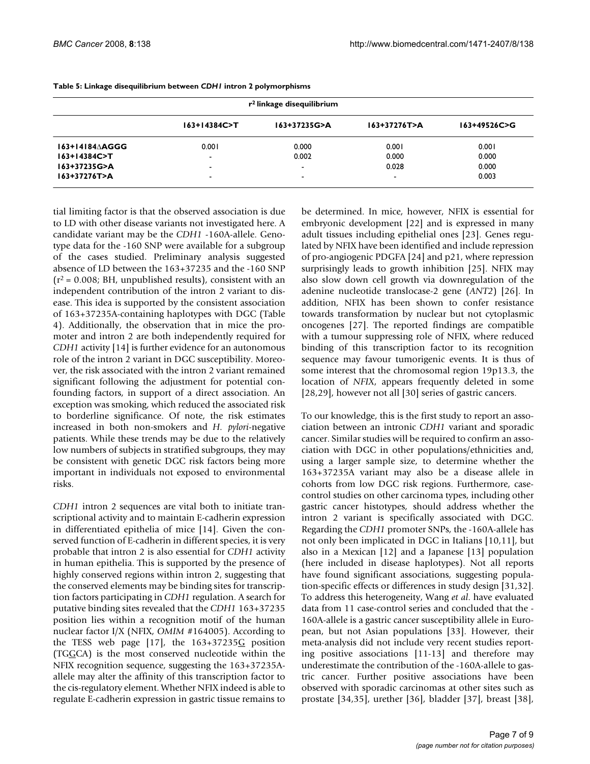**Table 5: Linkage disequilibrium between *CDH1* intron 2 polymorphisms**

| | $r^2$ linkage disequilibrium | | | |
|---|---|---|---|---|
| | 163+14384C>T | 163+37235G>A | 163+37276T>A | 163+49526C>G |
| 163+14184ΔAGGG | 0.001 | 0.000 | 0.001 | 0.001 |
| 163+14384C>T | - | 0.002 | 0.000 | 0.000 |
| 163+37235G>A | - | - | 0.028 | 0.000 |
| 163+37276T>A | - | - | - | 0.003 |

tial limiting factor is that the observed association is due to LD with other disease variants not investigated here. A candidate variant may be the *CDH1* -160A-allele. Genotype data for the -160 SNP were available for a subgroup of the cases studied. Preliminary analysis suggested absence of LD between the 163+37235 and the -160 SNP ($r^2 = 0.008$; BH, unpublished results), consistent with an independent contribution of the intron 2 variant to disease. This idea is supported by the consistent association of 163+37235A-containing haplotypes with DGC (Table 4). Additionally, the observation that in mice the promoter and intron 2 are both independently required for *CDH1* activity [14] is further evidence for an autonomous role of the intron 2 variant in DGC susceptibility. Moreover, the risk associated with the intron 2 variant remained significant following the adjustment for potential confounding factors, in support of a direct association. An exception was smoking, which reduced the associated risk to borderline significance. Of note, the risk estimates increased in both non-smokers and *H. pylori*-negative patients. While these trends may be due to the relatively low numbers of subjects in stratified subgroups, they may be consistent with genetic DGC risk factors being more important in individuals not exposed to environmental risks.

*CDH1* intron 2 sequences are vital both to initiate transcriptional activity and to maintain E-cadherin expression in differentiated epithelia of mice [14]. Given the conserved function of E-cadherin in different species, it is very probable that intron 2 is also essential for *CDH1* activity in human epithelia. This is supported by the presence of highly conserved regions within intron 2, suggesting that the conserved elements may be binding sites for transcription factors participating in *CDH1* regulation. A search for putative binding sites revealed that the *CDH1* 163+37235 position lies within a recognition motif of the human nuclear factor I/X (NFIX, *OMIM* #164005). According to the TESS web page [17], the 163+37235<u>G</u> position (TG<u>G</u>CA) is the most conserved nucleotide within the NFIX recognition sequence, suggesting the 163+37235A-allele may alter the affinity of this transcription factor to the cis-regulatory element. Whether NFIX indeed is able to regulate E-cadherin expression in gastric tissue remains to be determined. In mice, however, NFIX is essential for embryonic development [22] and is expressed in many adult tissues including epithelial ones [23]. Genes regulated by NFIX have been identified and include repression of pro-angiogenic PDGFA [24] and p21, where repression surprisingly leads to growth inhibition [25]. NFIX may also slow down cell growth via downregulation of the adenine nucleotide translocase-2 gene (*ANT2*) [26]. In addition, NFIX has been shown to confer resistance towards transformation by nuclear but not cytoplasmic oncogenes [27]. The reported findings are compatible with a tumour suppressing role of NFIX, where reduced binding of this transcription factor to its recognition sequence may favour tumorigenic events. It is thus of some interest that the chromosomal region 19p13.3, the location of *NFIX*, appears frequently deleted in some [28,29], however not all [30] series of gastric cancers.

To our knowledge, this is the first study to report an association between an intronic *CDH1* variant and sporadic cancer. Similar studies will be required to confirm an association with DGC in other populations/ethnicities and, using a larger sample size, to determine whether the 163+37235A variant may also be a disease allele in cohorts from low DGC risk regions. Furthermore, case-control studies on other carcinoma types, including other gastric cancer histotypes, should address whether the intron 2 variant is specifically associated with DGC. Regarding the *CDH1* promoter SNPs, the -160A-allele has not only been implicated in DGC in Italians [10,11], but also in a Mexican [12] and a Japanese [13] population (here included in disease haplotypes). Not all reports have found significant associations, suggesting population-specific effects or differences in study design [31,32]. To address this heterogeneity, Wang *et al*. have evaluated data from 11 case-control series and concluded that the -160A-allele is a gastric cancer susceptibility allele in European, but not Asian populations [33]. However, their meta-analysis did not include very recent studies reporting positive associations [11-13] and therefore may underestimate the contribution of the -160A-allele to gastric cancer. Further positive associations have been observed with sporadic carcinomas at other sites such as prostate [34,35], urether [36], bladder [37], breast [38],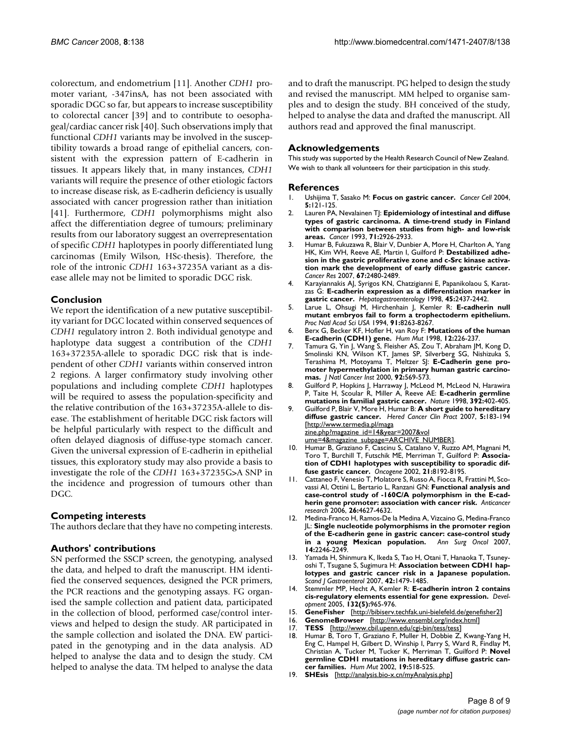colorectum, and endometrium [11]. Another *CDH1* promoter variant, -347insA, has not been associated with sporadic DGC so far, but appears to increase susceptibility to colorectal cancer [39] and to contribute to oesophageal/cardiac cancer risk [40]. Such observations imply that functional *CDH1* variants may be involved in the susceptibility towards a broad range of epithelial cancers, consistent with the expression pattern of E-cadherin in tissues. It appears likely that, in many instances, *CDH1* variants will require the presence of other etiologic factors to increase disease risk, as E-cadherin deficiency is usually associated with cancer progression rather than initiation [41]. Furthermore, *CDH1* polymorphisms might also affect the differentiation degree of tumours; preliminary results from our laboratory suggest an overrepresentation of specific *CDH1* haplotypes in poorly differentiated lung carcinomas (Emily Wilson, HSc-thesis). Therefore, the role of the intronic *CDH1* 163+37235A variant as a disease allele may not be limited to sporadic DGC risk.

## Conclusion

We report the identification of a new putative susceptibility variant for DGC located within conserved sequences of *CDH1* regulatory intron 2. Both individual genotype and haplotype data suggest a contribution of the *CDH1* 163+37235A-allele to sporadic DGC risk that is independent of other *CDH1* variants within conserved intron 2 regions. A larger confirmatory study involving other populations and including complete *CDH1* haplotypes will be required to assess the population-specificity and the relative contribution of the 163+37235A-allele to disease. The establishment of heritable DGC risk factors will be helpful particularly with respect to the difficult and often delayed diagnosis of diffuse-type stomach cancer. Given the universal expression of E-cadherin in epithelial tissues, this exploratory study may also provide a basis to investigate the role of the *CDH1* 163+37235G>A SNP in the incidence and progression of tumours other than DGC.

## Competing interests

The authors declare that they have no competing interests.

## Authors' contributions

SN performed the SSCP screen, the genotyping, analysed the data, and helped to draft the manuscript. HM identified the conserved sequences, designed the PCR primers, the PCR reactions and the genotyping assays. FG organised the sample collection and patient data, participated in the collection of blood, performed case/control interviews and helped to design the study. AR participated in the sample collection and isolated the DNA. EW participated in the genotyping and in the data analysis. AD helped to analyse the data and to design the study. CM helped to analyse the data. TM helped to analyse the data and to draft the manuscript. PG helped to design the study and revised the manuscript. MM helped to organise samples and to design the study. BH conceived of the study, helped to analyse the data and drafted the manuscript. All authors read and approved the final manuscript.

## Acknowledgements

This study was supported by the Health Research Council of New Zealand. We wish to thank all volunteers for their participation in this study.

## References

1. Ushijima T, Sasako M: **Focus on gastric cancer.** *Cancer Cell* 2004, **5:**121-125.
2. Lauren PA, Nevalainen TJ: **Epidemiology of intestinal and diffuse types of gastric carcinoma. A time-trend study in Finland with comparison between studies from high- and low-risk areas.** *Cancer* 1993, **71:**2926-2933.
3. Humar B, Fukuzawa R, Blair V, Dunbier A, More H, Charlton A, Yang HK, Kim WH, Reeve AE, Martin I, Guilford P: **Destabilized adhesion in the gastric proliferative zone and c-Src kinase activation mark the development of early diffuse gastric cancer.** *Cancer Res* 2007, **67:**2480-2489.
4. Karayiannakis AJ, Syrigos KN, Chatzigianni E, Papanikolaou S, Karatzas G: **E-cadherin expression as a differentiation marker in gastric cancer.** *Hepatogastroenterology* 1998, **45:**2437-2442.
5. Larue L, Ohsugi M, Hirchenhain J, Kemler R: **E-cadherin null mutant embryos fail to form a trophectoderm epithelium.** *Proc Natl Acad Sci USA* 1994, **91:**8263-8267.
6. Berx G, Becker KF, Hofler H, van Roy F: **Mutations of the human E-cadherin (CDH1) gene.** *Hum Mut* 1998, **12:**226-237.
7. Tamura G, Yin J, Wang S, Fleisher AS, Zou T, Abraham JM, Kong D, Smolinski KN, Wilson KT, James SP, Silverberg SG, Nishizuka S, Terashima M, Motoyama T, Meltzer SJ: **E-Cadherin gene promoter hypermethylation in primary human gastric carcinomas.** *J Natl Cancer Inst* 2000, **92:**569-573.
8. Guilford P, Hopkins J, Harraway J, McLeod M, McLeod N, Harawira P, Taite H, Scoular R, Miller A, Reeve AE: **E-cadherin germline mutations in familial gastric cancer.** *Nature* 1998, **392:**402-405.
9. Guilford P, Blair V, More H, Humar B: **A short guide to hereditary diffuse gastric cancer.** *Hered Cancer Clin Pract* 2007, **5:**183-194 [http://www.termedia.pl/magazine.php?magazine_id=14&year=2007&volume=4&magazine_subpage=ARCHIVE_NUMBER].
10. Humar B, Graziano F, Cascinu S, Catalano V, Ruzzo AM, Magnani M, Toro T, Burchill T, Futschik ME, Merriman T, Guilford P: **Association of CDH1 haplotypes with susceptibility to sporadic diffuse gastric cancer.** *Oncogene* 2002, **21:**8192-8195.
11. Cattaneo F, Venesio T, Molatore S, Russo A, Fiocca R, Frattini M, Scovassi AI, Ottini L, Bertario L, Ranzani GN: **Functional analysis and case-control study of -160C/A polymorphism in the E-cadherin gene promoter: association with cancer risk.** *Anticancer research* 2006, **26:**4627-4632.
12. Medina-Franco H, Ramos-De la Medina A, Vizcaino G, Medina-Franco JL: **Single nucleotide polymorphisms in the promoter region of the E-cadherin gene in gastric cancer: case-control study in a young Mexican population.** *Ann Surg Oncol* 2007, **14:**2246-2249.
13. Yamada H, Shinmura K, Ikeda S, Tao H, Otani T, Hanaoka T, Tsuneyoshi T, Tsugane S, Sugimura H: **Association between CDH1 haplotypes and gastric cancer risk in a Japanese population.** *Scand J Gastroenterol* 2007, **42:**1479-1485.
14. Stemmler MP, Hecht A, Kemler R: **E-cadherin intron 2 contains cis-regulatory elements essential for gene expression.** *Development* 2005, **132(5):**965-976.
15. **GeneFisher** [http://bibiserv.techfak.uni-bielefeld.de/genefisher2]
16. **GenomeBrowser** [http://www.ensembl.org/index.html]
17. **TESS** [http://www.cbil.upenn.edu/cgi-bin/tess/tess]
18. Humar B, Toro T, Graziano F, Muller H, Dobbie Z, Kwang-Yang H, Eng C, Hampel H, Gilbert D, Winship I, Parry S, Ward R, Findlay M, Christian A, Tucker M, Tucker K, Merriman T, Guilford P: **Novel germline CDH1 mutations in hereditary diffuse gastric cancer families.** *Hum Mut* 2002, **19:**518-525.
19. **SHEsis** [http://analysis.bio-x.cn/myAnalysis.php]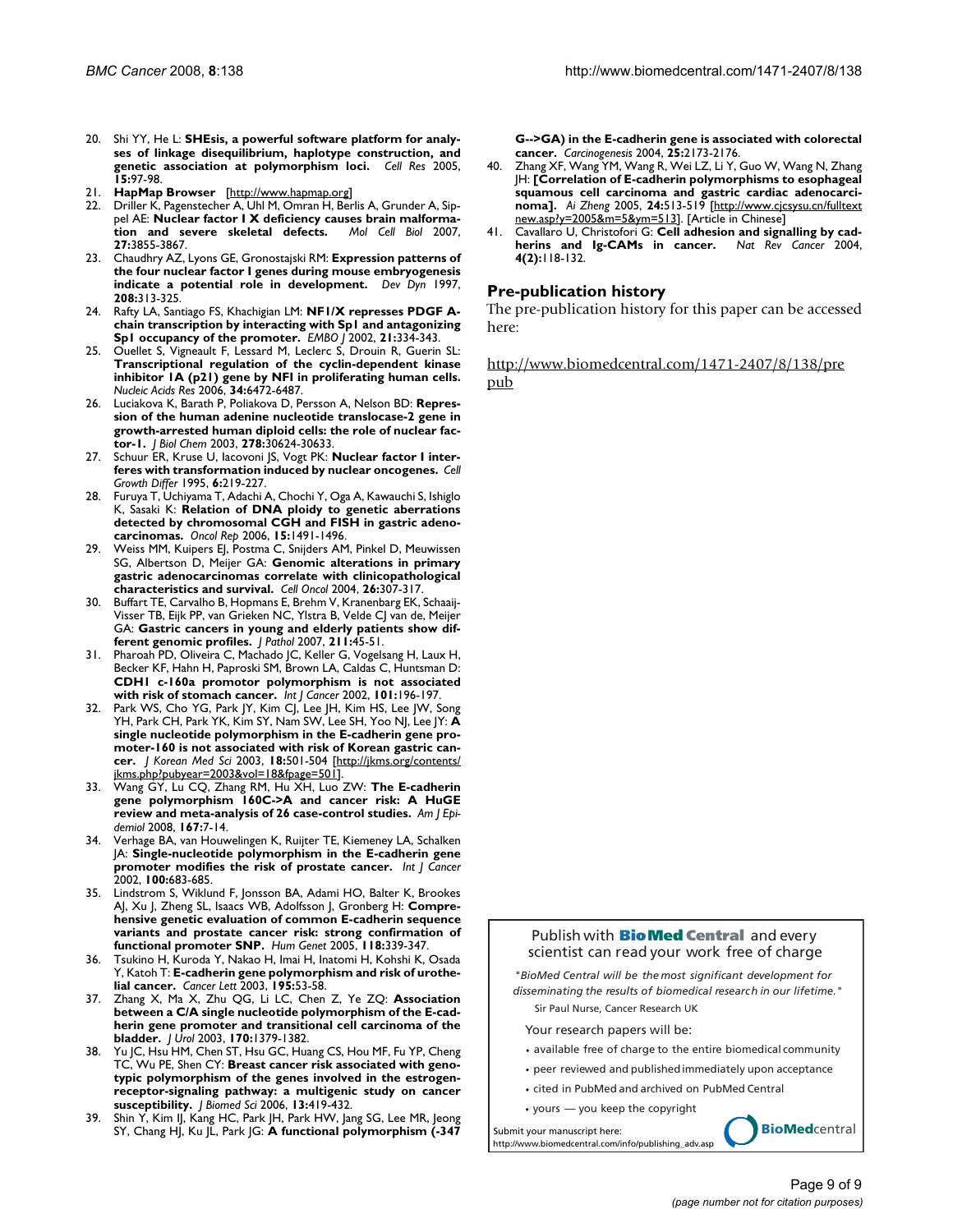20. Shi YY, He L: **SHEsis, a powerful software platform for analyses of linkage disequilibrium, haplotype construction, and genetic association at polymorphism loci.** *Cell Res* 2005, **15:**97-98.
21. **HapMap Browser** [http://www.hapmap.org]
22. Driller K, Pagenstecher A, Uhl M, Omran H, Berlis A, Grunder A, Sippel AE: **Nuclear factor I X deficiency causes brain malformation and severe skeletal defects.** *Mol Cell Biol* 2007, **27:**3855-3867.
23. Chaudhry AZ, Lyons GE, Gronostajski RM: **Expression patterns of the four nuclear factor I genes during mouse embryogenesis indicate a potential role in development.** *Dev Dyn* 1997, **208:**313-325.
24. Rafty LA, Santiago FS, Khachigian LM: **NF1/X represses PDGF A-chain transcription by interacting with Sp1 and antagonizing Sp1 occupancy of the promoter.** *EMBO J* 2002, **21:**334-343.
25. Ouellet S, Vigneault F, Lessard M, Leclerc S, Drouin R, Guerin SL: **Transcriptional regulation of the cyclin-dependent kinase inhibitor 1A (p21) gene by NFI in proliferating human cells.** *Nucleic Acids Res* 2006, **34:**6472-6487.
26. Luciakova K, Barath P, Poliakova D, Persson A, Nelson BD: **Repression of the human adenine nucleotide translocase-2 gene in growth-arrested human diploid cells: the role of nuclear factor-1.** *J Biol Chem* 2003, **278:**30624-30633.
27. Schuur ER, Kruse U, Iacovoni JS, Vogt PK: **Nuclear factor I interferes with transformation induced by nuclear oncogenes.** *Cell Growth Differ* 1995, **6:**219-227.
28. Furuya T, Uchiyama T, Adachi A, Chochi Y, Oga A, Kawauchi S, Ishiglo K, Sasaki K: **Relation of DNA ploidy to genetic aberrations detected by chromosomal CGH and FISH in gastric adenocarcinomas.** *Oncol Rep* 2006, **15:**1491-1496.
29. Weiss MM, Kuipers EJ, Postma C, Snijders AM, Pinkel D, Meuwissen SG, Albertson D, Meijer GA: **Genomic alterations in primary gastric adenocarcinomas correlate with clinicopathological characteristics and survival.** *Cell Oncol* 2004, **26:**307-317.
30. Buffart TE, Carvalho B, Hopmans E, Brehm V, Kranenbarg EK, Schaaij-Visser TB, Eijk PP, van Grieken NC, Ylstra B, Velde CJ van de, Meijer GA: **Gastric cancers in young and elderly patients show different genomic profiles.** *J Pathol* 2007, **211:**45-51.
31. Pharoah PD, Oliveira C, Machado JC, Keller G, Vogelsang H, Laux H, Becker KF, Hahn H, Paproski SM, Brown LA, Caldas C, Huntsman D: **CDH1 c-160a promotor polymorphism is not associated with risk of stomach cancer.** *Int J Cancer* 2002, **101:**196-197.
32. Park WS, Cho YG, Park JY, Kim CJ, Lee JH, Kim HS, Lee JW, Song YH, Park CH, Park YK, Kim SY, Nam SW, Lee SH, Yoo NJ, Lee JY: **A single nucleotide polymorphism in the E-cadherin gene promoter-160 is not associated with risk of Korean gastric cancer.** *J Korean Med Sci* 2003, **18:**501-504 [http://jkms.org/contents/jkms.php?pubyear=2003&vol=18&fpage=501].
33. Wang GY, Lu CQ, Zhang RM, Hu XH, Luo ZW: **The E-cadherin gene polymorphism 160C->A and cancer risk: A HuGE review and meta-analysis of 26 case-control studies.** *Am J Epidemiol* 2008, **167:**7-14.
34. Verhage BA, van Houwelingen K, Ruijter TE, Kiemeney LA, Schalken JA: **Single-nucleotide polymorphism in the E-cadherin gene promoter modifies the risk of prostate cancer.** *Int J Cancer* 2002, **100:**683-685.
35. Lindstrom S, Wiklund F, Jonsson BA, Adami HO, Balter K, Brookes AJ, Xu J, Zheng SL, Isaacs WB, Adolfsson J, Gronberg H: **Comprehensive genetic evaluation of common E-cadherin sequence variants and prostate cancer risk: strong confirmation of functional promoter SNP.** *Hum Genet* 2005, **118:**339-347.
36. Tsukino H, Kuroda Y, Nakao H, Imai H, Inatomi H, Kohshi K, Osada Y, Katoh T: **E-cadherin gene polymorphism and risk of urothelial cancer.** *Cancer Lett* 2003, **195:**53-58.
37. Zhang X, Ma X, Zhu QG, Li LC, Chen Z, Ye ZQ: **Association between a C/A single nucleotide polymorphism of the E-cadherin gene promoter and transitional cell carcinoma of the bladder.** *J Urol* 2003, **170:**1379-1382.
38. Yu JC, Hsu HM, Chen ST, Hsu GC, Huang CS, Hou MF, Fu YP, Cheng TC, Wu PE, Shen CY: **Breast cancer risk associated with genotypic polymorphism of the genes involved in the estrogen-receptor-signaling pathway: a multigenic study on cancer susceptibility.** *J Biomed Sci* 2006, **13:**419-432.
39. Shin Y, Kim IJ, Kang HC, Park JH, Park HW, Jang SG, Lee MR, Jeong SY, Chang HJ, Ku JL, Park JG: **A functional polymorphism (-347 G-->GA) in the E-cadherin gene is associated with colorectal cancer.** *Carcinogenesis* 2004, **25:**2173-2176.
40. Zhang XF, Wang YM, Wang R, Wei LZ, Li Y, Guo W, Wang N, Zhang JH: **[Correlation of E-cadherin polymorphisms to esophageal squamous cell carcinoma and gastric cardiac adenocarcinoma].** *Ai Zheng* 2005, **24:**513-519 [http://www.cjcsysu.cn/fulltextnew.asp?y=2005&m=5&ym=513]. [Article in Chinese]
41. Cavallaro U, Christofori G: **Cell adhesion and signalling by cadherins and Ig-CAMs in cancer.** *Nat Rev Cancer* 2004, **4(2):**118-132.

## Pre-publication history

The pre-publication history for this paper can be accessed here:

http://www.biomedcentral.com/1471-2407/8/138/prepub

Publish with **BioMed Central** and every scientist can read your work free of charge

*"BioMed Central will be the most significant development for disseminating the results of biomedical research in our lifetime."*

Sir Paul Nurse, Cancer Research UK

Your research papers will be:

- available free of charge to the entire biomedical community
- peer reviewed and published immediately upon acceptance
- cited in PubMed and archived on PubMed Central
- yours — you keep the copyright

Submit your manuscript here:
http://www.biomedcentral.com/info/publishing_adv.asp

BioMedcentral